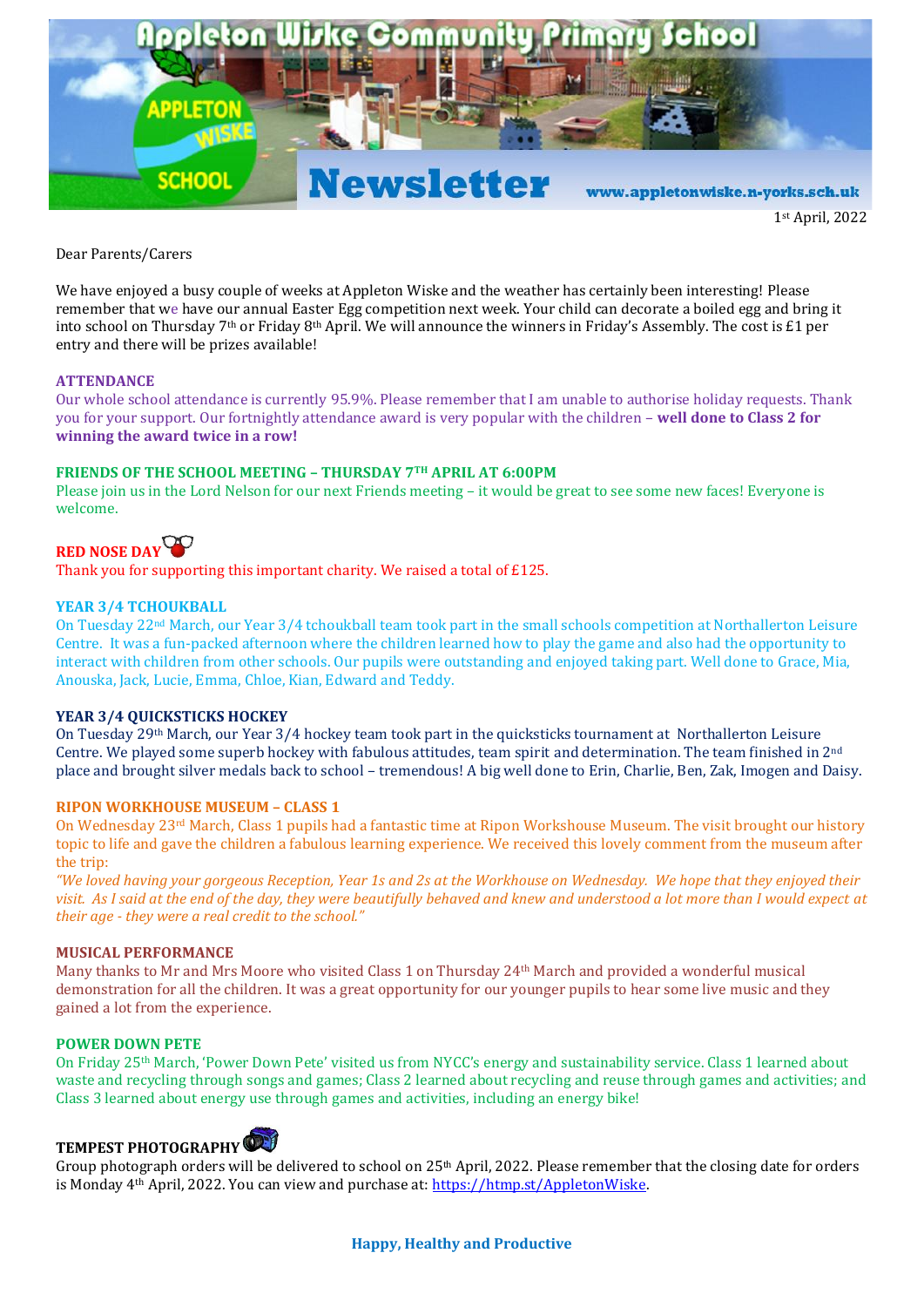# Appleton Wiske Community Primary School

## Newsletter

www.appletonwiske.n-yorks.sch.uk

1st April, 2022

Dear Parents/Carers

We have enjoyed a busy couple of weeks at Appleton Wiske and the weather has certainly been interesting! Please remember that we have our annual Easter Egg competition next week. Your child can decorate a boiled egg and bring it into school on Thursday 7th or Friday 8th April. We will announce the winners in Friday's Assembly. The cost is £1 per entry and there will be prizes available!

**ATTENDANCE**

Our whole school attendance is currently 95.9%. Please remember that I am unable to authorise holiday requests. Thank you for your support. Our fortnightly attendance award is very popular with the children – **well done to Class 2 for winning the award twice in a row!**

**FRIENDS OF THE SCHOOL MEETING – THURSDAY 7TH APRIL AT 6:00PM**

Please join us in the Lord Nelson for our next Friends meeting – it would be great to see some new faces! Everyone is welcome.

**RED NOSE DAY**

Thank you for supporting this important charity. We raised a total of £125.

**YEAR 3/4 TCHOUKBALL**

On Tuesday 22nd March, our Year 3/4 tchoukball team took part in the small schools competition at Northallerton Leisure Centre. It was a fun-packed afternoon where the children learned how to play the game and also had the opportunity to interact with children from other schools. Our pupils were outstanding and enjoyed taking part. Well done to Grace, Mia, Anouska, Jack, Lucie, Emma, Chloe, Kian, Edward and Teddy.

**YEAR 3/4 QUICKSTICKS HOCKEY**

On Tuesday 29th March, our Year 3/4 hockey team took part in the quicksticks tournament at Northallerton Leisure Centre. We played some superb hockey with fabulous attitudes, team spirit and determination. The team finished in 2nd place and brought silver medals back to school – tremendous! A big well done to Erin, Charlie, Ben, Zak, Imogen and Daisy.

**RIPON WORKHOUSE MUSEUM – CLASS 1**

On Wednesday 23rd March, Class 1 pupils had a fantastic time at Ripon Workshouse Museum. The visit brought our history topic to life and gave the children a fabulous learning experience. We received this lovely comment from the museum after the trip:

*"We loved having your gorgeous Reception, Year 1s and 2s at the Workhouse on Wednesday. We hope that they enjoyed their visit. As I said at the end of the day, they were beautifully behaved and knew and understood a lot more than I would expect at their age - they were a real credit to the school."*

**MUSICAL PERFORMANCE**

Many thanks to Mr and Mrs Moore who visited Class 1 on Thursday 24th March and provided a wonderful musical demonstration for all the children. It was a great opportunity for our younger pupils to hear some live music and they gained a lot from the experience.

**POWER DOWN PETE**

On Friday 25th March, 'Power Down Pete' visited us from NYCC's energy and sustainability service. Class 1 learned about waste and recycling through songs and games; Class 2 learned about recycling and reuse through games and activities; and Class 3 learned about energy use through games and activities, including an energy bike!

**TEMPEST PHOTOGRAPHY**

Group photograph orders will be delivered to school on 25th April, 2022. Please remember that the closing date for orders is Monday 4th April, 2022. You can view and purchase at: https://htmp.st/AppletonWiske.

**Happy, Healthy and Productive**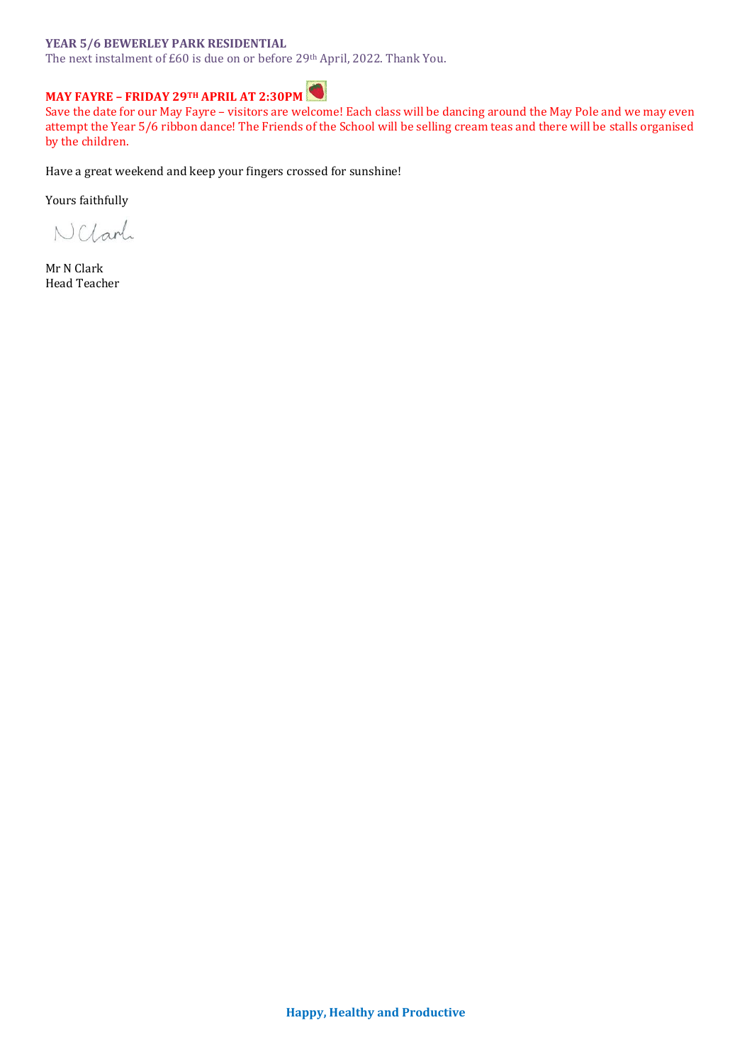**YEAR 5/6 BEWERLEY PARK RESIDENTIAL**

The next instalment of £60 is due on or before 29th April, 2022. Thank You.

**MAY FAYRE – FRIDAY 29TH APRIL AT 2:30PM**

Save the date for our May Fayre – visitors are welcome! Each class will be dancing around the May Pole and we may even attempt the Year 5/6 ribbon dance! The Friends of the School will be selling cream teas and there will be stalls organised by the children.

Have a great weekend and keep your fingers crossed for sunshine!

Yours faithfully

N Clark

Mr N Clark
Head Teacher

**Happy, Healthy and Productive**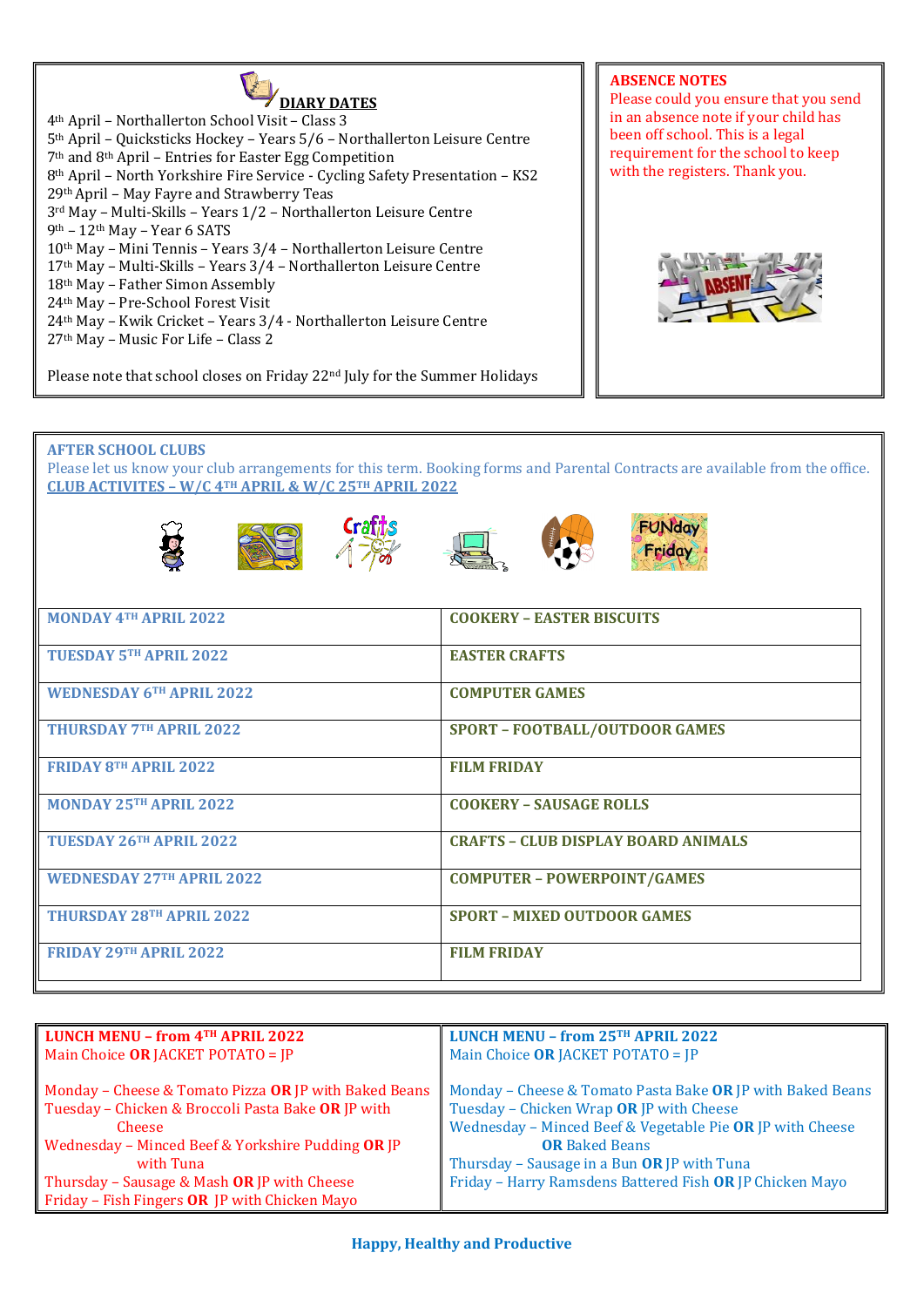## DIARY DATES

4th April – Northallerton School Visit – Class 3
5th April – Quicksticks Hockey – Years 5/6 – Northallerton Leisure Centre
7th and 8th April – Entries for Easter Egg Competition
8th April – North Yorkshire Fire Service - Cycling Safety Presentation – KS2
29th April – May Fayre and Strawberry Teas
3rd May – Multi-Skills – Years 1/2 – Northallerton Leisure Centre
9th – 12th May – Year 6 SATS
10th May – Mini Tennis – Years 3/4 – Northallerton Leisure Centre
17th May – Multi-Skills – Years 3/4 – Northallerton Leisure Centre
18th May – Father Simon Assembly
24th May – Pre-School Forest Visit
24th May – Kwik Cricket – Years 3/4 - Northallerton Leisure Centre
27th May – Music For Life – Class 2

Please note that school closes on Friday 22nd July for the Summer Holidays

## ABSENCE NOTES

Please could you ensure that you send in an absence note if your child has been off school. This is a legal requirement for the school to keep with the registers. Thank you.

## AFTER SCHOOL CLUBS

Please let us know your club arrangements for this term. Booking forms and Parental Contracts are available from the office.

**CLUB ACTIVITES – W/C 4TH APRIL & W/C 25TH APRIL 2022**

| Date | Activity |
|---|---|
| MONDAY 4TH APRIL 2022 | COOKERY – EASTER BISCUITS |
| TUESDAY 5TH APRIL 2022 | EASTER CRAFTS |
| WEDNESDAY 6TH APRIL 2022 | COMPUTER GAMES |
| THURSDAY 7TH APRIL 2022 | SPORT – FOOTBALL/OUTDOOR GAMES |
| FRIDAY 8TH APRIL 2022 | FILM FRIDAY |
| MONDAY 25TH APRIL 2022 | COOKERY – SAUSAGE ROLLS |
| TUESDAY 26TH APRIL 2022 | CRAFTS – CLUB DISPLAY BOARD ANIMALS |
| WEDNESDAY 27TH APRIL 2022 | COMPUTER – POWERPOINT/GAMES |
| THURSDAY 28TH APRIL 2022 | SPORT – MIXED OUTDOOR GAMES |
| FRIDAY 29TH APRIL 2022 | FILM FRIDAY |

## LUNCH MENU – from 4TH APRIL 2022

Main Choice **OR** JACKET POTATO = JP

Monday – Cheese & Tomato Pizza **OR** JP with Baked Beans
Tuesday – Chicken & Broccoli Pasta Bake **OR** JP with Cheese
Wednesday – Minced Beef & Yorkshire Pudding **OR** JP with Tuna
Thursday – Sausage & Mash **OR** JP with Cheese
Friday – Fish Fingers **OR** JP with Chicken Mayo

## LUNCH MENU – from 25TH APRIL 2022

Main Choice **OR** JACKET POTATO = JP

Monday – Cheese & Tomato Pasta Bake **OR** JP with Baked Beans
Tuesday – Chicken Wrap **OR** JP with Cheese
Wednesday – Minced Beef & Vegetable Pie **OR** JP with Cheese **OR** Baked Beans
Thursday – Sausage in a Bun **OR** JP with Tuna
Friday – Harry Ramsdens Battered Fish **OR** JP Chicken Mayo

**Happy, Healthy and Productive**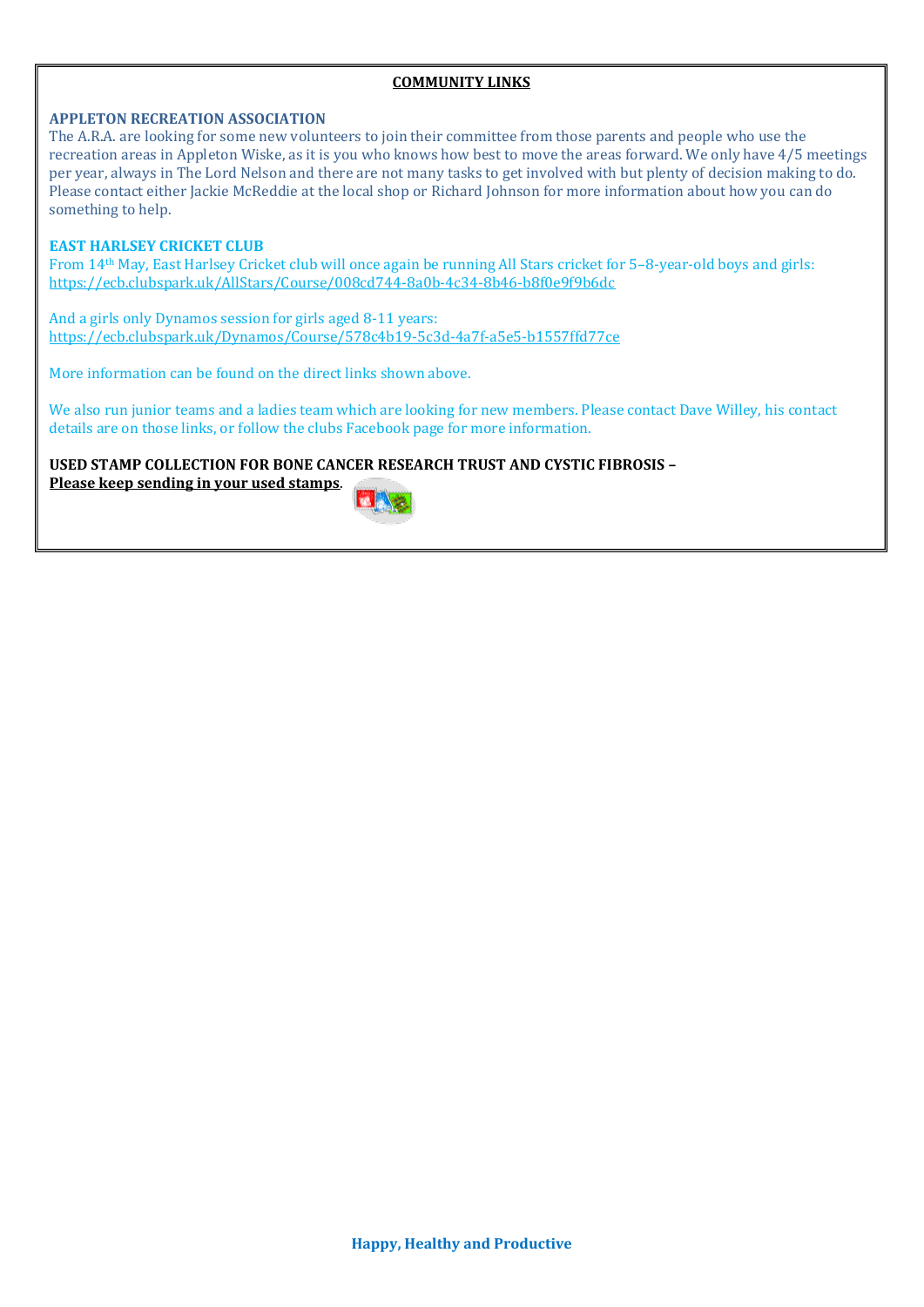## COMMUNITY LINKS

### APPLETON RECREATION ASSOCIATION

The A.R.A. are looking for some new volunteers to join their committee from those parents and people who use the recreation areas in Appleton Wiske, as it is you who knows how best to move the areas forward. We only have 4/5 meetings per year, always in The Lord Nelson and there are not many tasks to get involved with but plenty of decision making to do. Please contact either Jackie McReddie at the local shop or Richard Johnson for more information about how you can do something to help.

### EAST HARLSEY CRICKET CLUB

From 14th May, East Harlsey Cricket club will once again be running All Stars cricket for 5–8-year-old boys and girls: https://ecb.clubspark.uk/AllStars/Course/008cd744-8a0b-4c34-8b46-b8f0e9f9b6dc

And a girls only Dynamos session for girls aged 8-11 years: https://ecb.clubspark.uk/Dynamos/Course/578c4b19-5c3d-4a7f-a5e5-b1557ffd77ce

More information can be found on the direct links shown above.

We also run junior teams and a ladies team which are looking for new members. Please contact Dave Willey, his contact details are on those links, or follow the clubs Facebook page for more information.

**USED STAMP COLLECTION FOR BONE CANCER RESEARCH TRUST AND CYSTIC FIBROSIS –**
**Please keep sending in your used stamps**.

**Happy, Healthy and Productive**